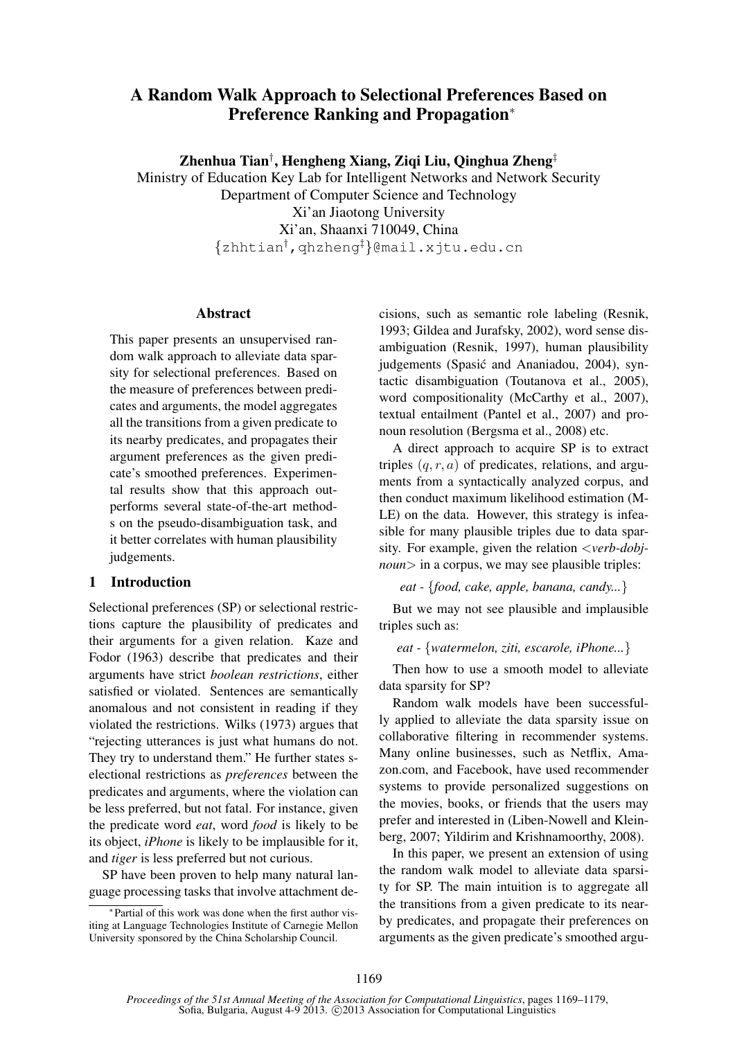# A Random Walk Approach to Selectional Preferences Based on Preference Ranking and Propagation*

**Zhenhua Tian[†], Hengheng Xiang, Ziqi Liu, Qinghua Zheng[‡]**

Ministry of Education Key Lab for Intelligent Networks and Network Security
Department of Computer Science and Technology
Xi'an Jiaotong University
Xi'an, Shaanxi 710049, China
{zhhtian[†],qhzheng[‡]}@mail.xjtu.edu.cn

## Abstract

This paper presents an unsupervised random walk approach to alleviate data sparsity for selectional preferences. Based on the measure of preferences between predicates and arguments, the model aggregates all the transitions from a given predicate to its nearby predicates, and propagates their argument preferences as the given predicate's smoothed preferences. Experimental results show that this approach outperforms several state-of-the-art methods on the pseudo-disambiguation task, and it better correlates with human plausibility judgements.

## 1 Introduction

Selectional preferences (SP) or selectional restrictions capture the plausibility of predicates and their arguments for a given relation. Kaze and Fodor (1963) describe that predicates and their arguments have strict *boolean restrictions*, either satisfied or violated. Sentences are semantically anomalous and not consistent in reading if they violated the restrictions. Wilks (1973) argues that "rejecting utterances is just what humans do not. They try to understand them." He further states selectional restrictions as *preferences* between the predicates and arguments, where the violation can be less preferred, but not fatal. For instance, given the predicate word *eat*, word *food* is likely to be its object, *iPhone* is likely to be implausible for it, and *tiger* is less preferred but not curious.

SP have been proven to help many natural language processing tasks that involve attachment decisions, such as semantic role labeling (Resnik, 1993; Gildea and Jurafsky, 2002), word sense disambiguation (Resnik, 1997), human plausibility judgements (Spasić and Ananiadou, 2004), syntactic disambiguation (Toutanova et al., 2005), word compositionality (McCarthy et al., 2007), textual entailment (Pantel et al., 2007) and pronoun resolution (Bergsma et al., 2008) etc.

A direct approach to acquire SP is to extract triples $(q, r, a)$ of predicates, relations, and arguments from a syntactically analyzed corpus, and then conduct maximum likelihood estimation (MLE) on the data. However, this strategy is infeasible for many plausible triples due to data sparsity. For example, given the relation <*verb-dobj-noun*> in a corpus, we may see plausible triples:

*eat* - {*food, cake, apple, banana, candy...*}

But we may not see plausible and implausible triples such as:

*eat* - {*watermelon, ziti, escarole, iPhone...*}

Then how to use a smooth model to alleviate data sparsity for SP?

Random walk models have been successfully applied to alleviate the data sparsity issue on collaborative filtering in recommender systems. Many online businesses, such as Netflix, Amazon.com, and Facebook, have used recommender systems to provide personalized suggestions on the movies, books, or friends that the users may prefer and interested in (Liben-Nowell and Kleinberg, 2007; Yildirim and Krishnamoorthy, 2008).

In this paper, we present an extension of using the random walk model to alleviate data sparsity for SP. The main intuition is to aggregate all the transitions from a given predicate to its nearby predicates, and propagate their preferences on arguments as the given predicate's smoothed argu-

*Partial of this work was done when the first author visiting at Language Technologies Institute of Carnegie Mellon University sponsored by the China Scholarship Council.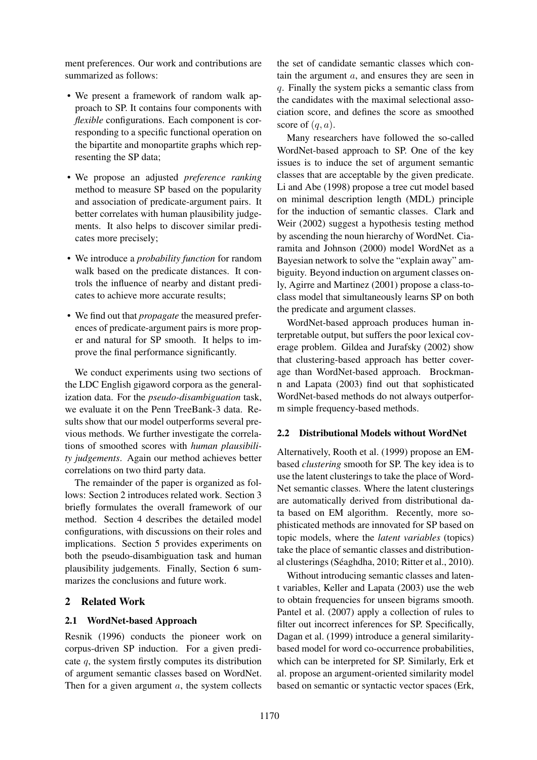ment preferences. Our work and contributions are summarized as follows:

- We present a framework of random walk approach to SP. It contains four components with *flexible* configurations. Each component is corresponding to a specific functional operation on the bipartite and monopartite graphs which representing the SP data;
- We propose an adjusted *preference ranking* method to measure SP based on the popularity and association of predicate-argument pairs. It better correlates with human plausibility judgements. It also helps to discover similar predicates more precisely;
- We introduce a *probability function* for random walk based on the predicate distances. It controls the influence of nearby and distant predicates to achieve more accurate results;
- We find out that *propagate* the measured preferences of predicate-argument pairs is more proper and natural for SP smooth. It helps to improve the final performance significantly.

We conduct experiments using two sections of the LDC English gigaword corpora as the generalization data. For the *pseudo-disambiguation* task, we evaluate it on the Penn TreeBank-3 data. Results show that our model outperforms several previous methods. We further investigate the correlations of smoothed scores with *human plausibility judgements*. Again our method achieves better correlations on two third party data.

The remainder of the paper is organized as follows: Section 2 introduces related work. Section 3 briefly formulates the overall framework of our method. Section 4 describes the detailed model configurations, with discussions on their roles and implications. Section 5 provides experiments on both the pseudo-disambiguation task and human plausibility judgements. Finally, Section 6 summarizes the conclusions and future work.

## 2 Related Work

### 2.1 WordNet-based Approach

Resnik (1996) conducts the pioneer work on corpus-driven SP induction. For a given predicate $q$, the system firstly computes its distribution of argument semantic classes based on WordNet. Then for a given argument $a$, the system collects the set of candidate semantic classes which contain the argument $a$, and ensures they are seen in $q$. Finally the system picks a semantic class from the candidates with the maximal selectional association score, and defines the score as smoothed score of $(q, a)$.

Many researchers have followed the so-called WordNet-based approach to SP. One of the key issues is to induce the set of argument semantic classes that are acceptable by the given predicate. Li and Abe (1998) propose a tree cut model based on minimal description length (MDL) principle for the induction of semantic classes. Clark and Weir (2002) suggest a hypothesis testing method by ascending the noun hierarchy of WordNet. Ciaramita and Johnson (2000) model WordNet as a Bayesian network to solve the "explain away" ambiguity. Beyond induction on argument classes only, Agirre and Martinez (2001) propose a class-to-class model that simultaneously learns SP on both the predicate and argument classes.

WordNet-based approach produces human interpretable output, but suffers the poor lexical coverage problem. Gildea and Jurafsky (2002) show that clustering-based approach has better coverage than WordNet-based approach. Brockmann and Lapata (2003) find out that sophisticated WordNet-based methods do not always outperform simple frequency-based methods.

### 2.2 Distributional Models without WordNet

Alternatively, Rooth et al. (1999) propose an EM-based *clustering* smooth for SP. The key idea is to use the latent clusterings to take the place of WordNet semantic classes. Where the latent clusterings are automatically derived from distributional data based on EM algorithm. Recently, more sophisticated methods are innovated for SP based on topic models, where the *latent variables* (topics) take the place of semantic classes and distributional clusterings (Séaghdha, 2010; Ritter et al., 2010).

Without introducing semantic classes and latent variables, Keller and Lapata (2003) use the web to obtain frequencies for unseen bigrams smooth. Pantel et al. (2007) apply a collection of rules to filter out incorrect inferences for SP. Specifically, Dagan et al. (1999) introduce a general similarity-based model for word co-occurrence probabilities, which can be interpreted for SP. Similarly, Erk et al. propose an argument-oriented similarity model based on semantic or syntactic vector spaces (Erk,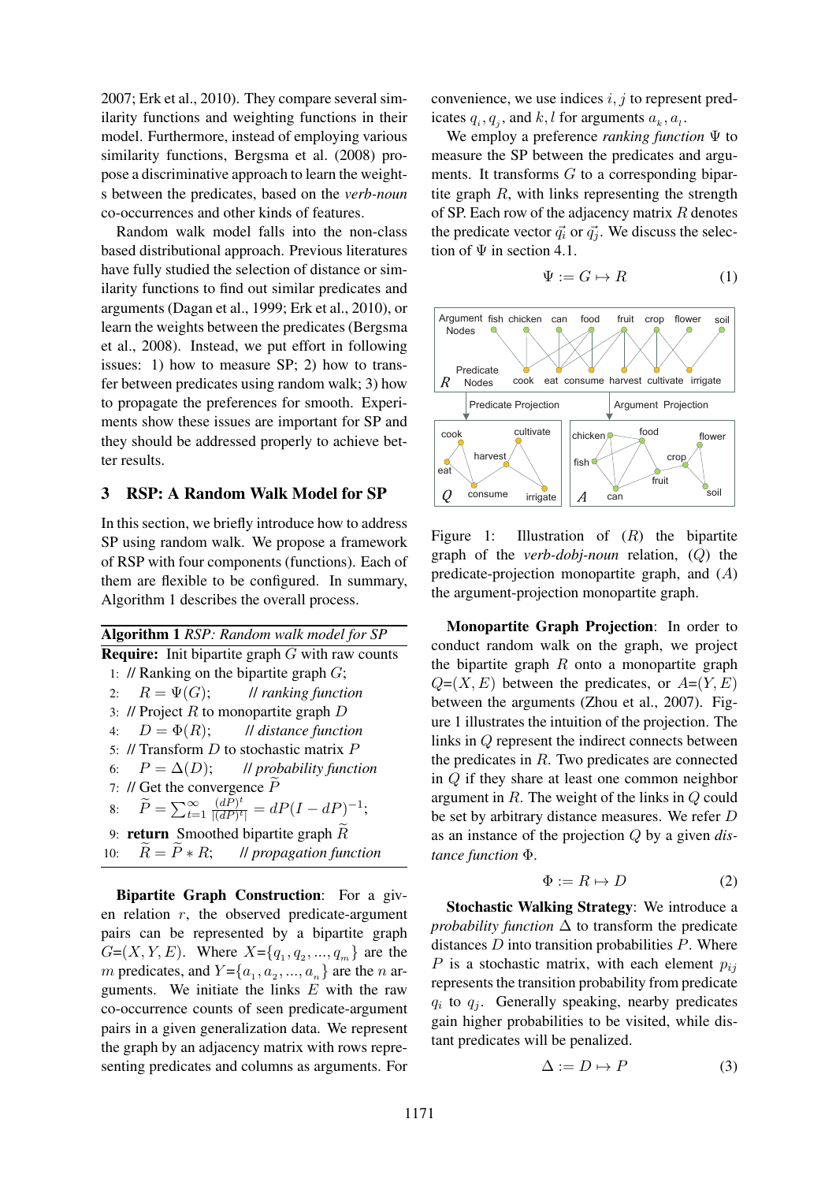2007; Erk et al., 2010). They compare several similarity functions and weighting functions in their model. Furthermore, instead of employing various similarity functions, Bergsma et al. (2008) propose a discriminative approach to learn the weights between the predicates, based on the *verb-noun* co-occurrences and other kinds of features.

Random walk model falls into the non-class based distributional approach. Previous literatures have fully studied the selection of distance or similarity functions to find out similar predicates and arguments (Dagan et al., 1999; Erk et al., 2010), or learn the weights between the predicates (Bergsma et al., 2008). Instead, we put effort in following issues: 1) how to measure SP; 2) how to transfer between predicates using random walk; 3) how to propagate the preferences for smooth. Experiments show these issues are important for SP and they should be addressed properly to achieve better results.

## 3 RSP: A Random Walk Model for SP

In this section, we briefly introduce how to address SP using random walk. We propose a framework of RSP with four components (functions). Each of them are flexible to be configured. In summary, Algorithm 1 describes the overall process.

**Algorithm 1** *RSP: Random walk model for SP*

**Require:** Init bipartite graph $G$ with raw counts

1: // Ranking on the bipartite graph $G$;
2: $R = \Psi(G)$; // *ranking function*
3: // Project $R$ to monopartite graph $D$
4: $D = \Phi(R)$; // *distance function*
5: // Transform $D$ to stochastic matrix $P$
6: $P = \Delta(D)$; // *probability function*
7: // Get the convergence $\widetilde{P}$
8: $\widetilde{P} = \sum_{t=1}^{\infty} \frac{(dP)^t}{|(dP)^t|} = dP(I - dP)^{-1}$;
9: **return** Smoothed bipartite graph $\widetilde{R}$
10: $\widetilde{R} = \widetilde{P} * R$; // *propagation function*

**Bipartite Graph Construction**: For a given relation $r$, the observed predicate-argument pairs can be represented by a bipartite graph $G$=$(X, Y, E)$. Where $X$=$\{q_1, q_2, ..., q_m\}$ are the $m$ predicates, and $Y$=$\{a_1, a_2, ..., a_n\}$ are the $n$ arguments. We initiate the links $E$ with the raw co-occurrence counts of seen predicate-argument pairs in a given generalization data. We represent the graph by an adjacency matrix with rows representing predicates and columns as arguments. For convenience, we use indices $i, j$ to represent predicates $q_i, q_j$, and $k, l$ for arguments $a_k, a_l$.

We employ a preference *ranking function* $\Psi$ to measure the SP between the predicates and arguments. It transforms $G$ to a corresponding bipartite graph $R$, with links representing the strength of SP. Each row of the adjacency matrix $R$ denotes the predicate vector $\vec{q_i}$ or $\vec{q_j}$. We discuss the selection of $\Psi$ in section 4.1.

$$\Psi := G \mapsto R \tag{1}$$

Argument Nodes
fish chicken can food fruit crop flower soil
Predicate Nodes
$R$
cook eat consume harvest cultivate irrigate
Predicate Projection
Argument Projection
cook cultivate harvest eat consume irrigate $Q$
chicken food flower fish crop fruit soil $A$ can

Figure 1: Illustration of ($R$) the bipartite graph of the *verb-dobj-noun* relation, ($Q$) the predicate-projection monopartite graph, and ($A$) the argument-projection monopartite graph.

**Monopartite Graph Projection**: In order to conduct random walk on the graph, we project the bipartite graph $R$ onto a monopartite graph $Q$=$(X, E)$ between the predicates, or $A$=$(Y, E)$ between the arguments (Zhou et al., 2007). Figure 1 illustrates the intuition of the projection. The links in $Q$ represent the indirect connects between the predicates in $R$. Two predicates are connected in $Q$ if they share at least one common neighbor argument in $R$. The weight of the links in $Q$ could be set by arbitrary distance measures. We refer $D$ as an instance of the projection $Q$ by a given *distance function* $\Phi$.

$$\Phi := R \mapsto D \tag{2}$$

**Stochastic Walking Strategy**: We introduce a *probability function* $\Delta$ to transform the predicate distances $D$ into transition probabilities $P$. Where $P$ is a stochastic matrix, with each element $p_{ij}$ represents the transition probability from predicate $q_i$ to $q_j$. Generally speaking, nearby predicates gain higher probabilities to be visited, while distant predicates will be penalized.

$$\Delta := D \mapsto P \tag{3}$$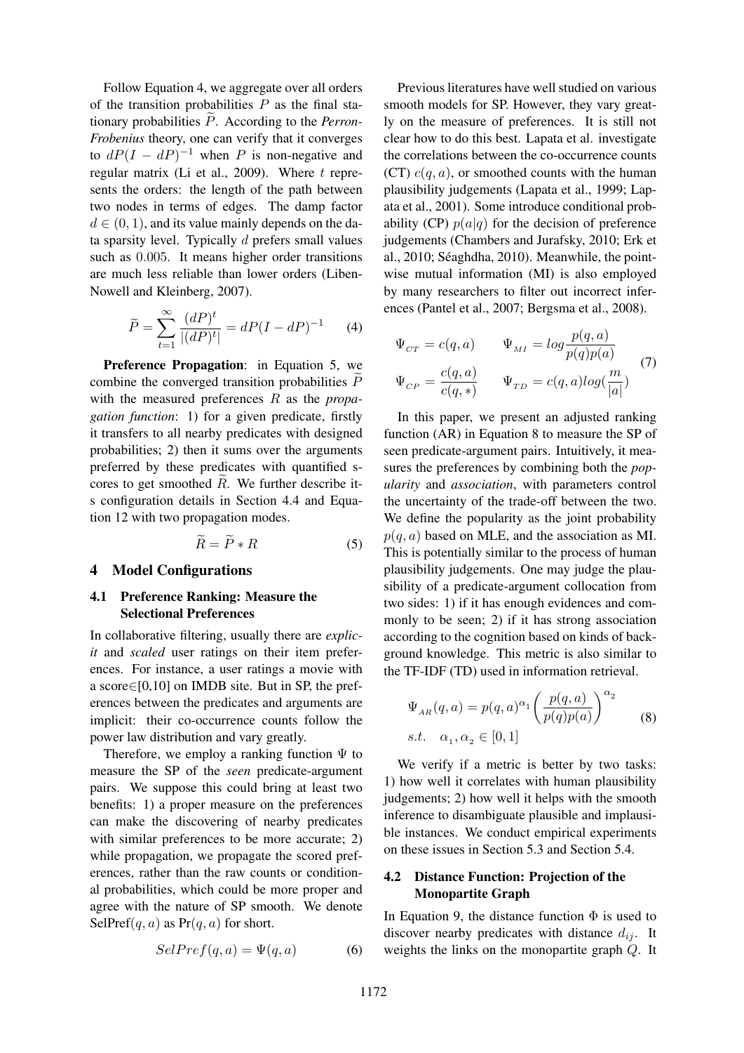Follow Equation 4, we aggregate over all orders of the transition probabilities $P$ as the final stationary probabilities $\widetilde{P}$. According to the *Perron-Frobenius* theory, one can verify that it converges to $dP(I - dP)^{-1}$ when $P$ is non-negative and regular matrix (Li et al., 2009). Where $t$ represents the orders: the length of the path between two nodes in terms of edges. The damp factor $d \in (0, 1)$, and its value mainly depends on the data sparsity level. Typically $d$ prefers small values such as $0.005$. It means higher order transitions are much less reliable than lower orders (Liben-Nowell and Kleinberg, 2007).

$$\widetilde{P} = \sum_{t=1}^{\infty} \frac{(dP)^t}{|(dP)^t|} = dP(I - dP)^{-1} \quad (4)$$

**Preference Propagation**: in Equation 5, we combine the converged transition probabilities $\widetilde{P}$ with the measured preferences $R$ as the *propagation function*: 1) for a given predicate, firstly it transfers to all nearby predicates with designed probabilities; 2) then it sums over the arguments preferred by these predicates with quantified scores to get smoothed $\widetilde{R}$. We further describe its configuration details in Section 4.4 and Equation 12 with two propagation modes.

$$\widetilde{R} = \widetilde{P} * R \quad (5)$$

## 4 Model Configurations

### 4.1 Preference Ranking: Measure the Selectional Preferences

In collaborative filtering, usually there are *explicit* and *scaled* user ratings on their item preferences. For instance, a user ratings a movie with a score∈[0,10] on IMDB site. But in SP, the preferences between the predicates and arguments are implicit: their co-occurrence counts follow the power law distribution and vary greatly.

Therefore, we employ a ranking function $\Psi$ to measure the SP of the *seen* predicate-argument pairs. We suppose this could bring at least two benefits: 1) a proper measure on the preferences can make the discovering of nearby predicates with similar preferences to be more accurate; 2) while propagation, we propagate the scored preferences, rather than the raw counts or conditional probabilities, which could be more proper and agree with the nature of SP smooth. We denote SelPref$(q, a)$ as $\Pr(q, a)$ for short.

$$SelPref(q, a) = \Psi(q, a) \quad (6)$$

Previous literatures have well studied on various smooth models for SP. However, they vary greatly on the measure of preferences. It is still not clear how to do this best. Lapata et al. investigate the correlations between the co-occurrence counts (CT) $c(q, a)$, or smoothed counts with the human plausibility judgements (Lapata et al., 1999; Lapata et al., 2001). Some introduce conditional probability (CP) $p(a|q)$ for the decision of preference judgements (Chambers and Jurafsky, 2010; Erk et al., 2010; Séaghdha, 2010). Meanwhile, the pointwise mutual information (MI) is also employed by many researchers to filter out incorrect inferences (Pantel et al., 2007; Bergsma et al., 2008).

$$\begin{aligned} \Psi_{CT} &= c(q, a) \qquad & \Psi_{MI} &= log\frac{p(q, a)}{p(q)p(a)} \\ \Psi_{CP} &= \frac{c(q, a)}{c(q, *)} \qquad & \Psi_{TD} &= c(q, a)log(\frac{m}{|a|}) \end{aligned} \quad (7)$$

In this paper, we present an adjusted ranking function (AR) in Equation 8 to measure the SP of seen predicate-argument pairs. Intuitively, it measures the preferences by combining both the *popularity* and *association*, with parameters control the uncertainty of the trade-off between the two. We define the popularity as the joint probability $p(q, a)$ based on MLE, and the association as MI. This is potentially similar to the process of human plausibility judgements. One may judge the plausibility of a predicate-argument collocation from two sides: 1) if it has enough evidences and commonly to be seen; 2) if it has strong association according to the cognition based on kinds of background knowledge. This metric is also similar to the TF-IDF (TD) used in information retrieval.

$$\begin{aligned} &\Psi_{AR}(q, a) = p(q, a)^{\alpha_1}\left(\frac{p(q, a)}{p(q)p(a)}\right)^{\alpha_2} \\ &s.t. \quad \alpha_1, \alpha_2 \in [0, 1] \end{aligned} \quad (8)$$

We verify if a metric is better by two tasks: 1) how well it correlates with human plausibility judgements; 2) how well it helps with the smooth inference to disambiguate plausible and implausible instances. We conduct empirical experiments on these issues in Section 5.3 and Section 5.4.

### 4.2 Distance Function: Projection of the Monopartite Graph

In Equation 9, the distance function $\Phi$ is used to discover nearby predicates with distance $d_{ij}$. It weights the links on the monopartite graph $Q$. It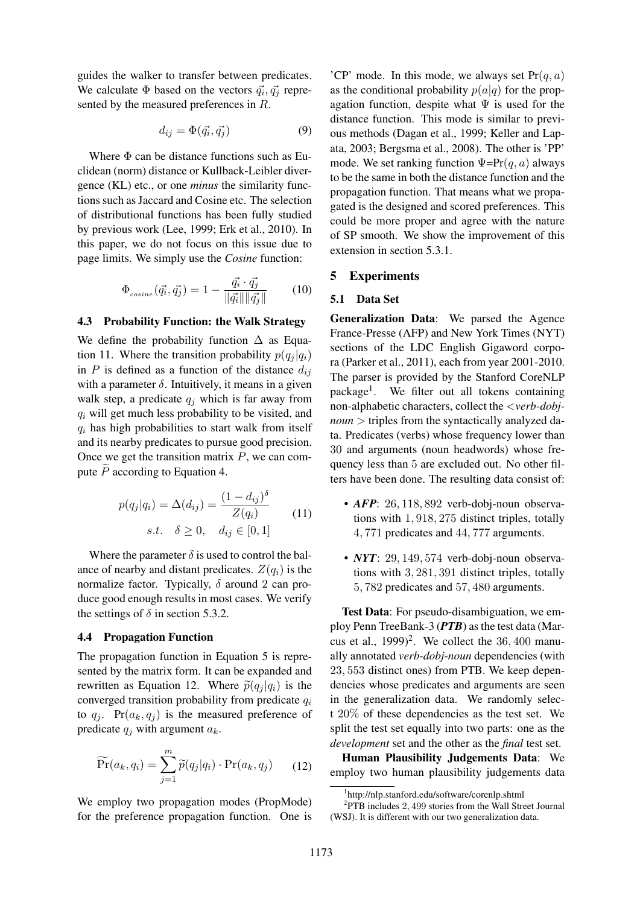guides the walker to transfer between predicates. We calculate $\Phi$ based on the vectors $\vec{q_i}, \vec{q_j}$ represented by the measured preferences in $R$.

$$d_{ij} = \Phi(\vec{q_i}, \vec{q_j}) \tag{9}$$

Where $\Phi$ can be distance functions such as Euclidean (norm) distance or Kullback-Leibler divergence (KL) etc., or one *minus* the similarity functions such as Jaccard and Cosine etc. The selection of distributional functions has been fully studied by previous work (Lee, 1999; Erk et al., 2010). In this paper, we do not focus on this issue due to page limits. We simply use the *Cosine* function:

$$\Phi_{cosine}(\vec{q_i}, \vec{q_j}) = 1 - \frac{\vec{q_i} \cdot \vec{q_j}}{\|\vec{q_i}\| \|\vec{q_j}\|} \tag{10}$$

### 4.3 Probability Function: the Walk Strategy

We define the probability function $\Delta$ as Equation 11. Where the transition probability $p(q_j|q_i)$ in $P$ is defined as a function of the distance $d_{ij}$ with a parameter $\delta$. Intuitively, it means in a given walk step, a predicate $q_j$ which is far away from $q_i$ will get much less probability to be visited, and $q_i$ has high probabilities to start walk from itself and its nearby predicates to pursue good precision. Once we get the transition matrix $P$, we can compute $\widetilde{P}$ according to Equation 4.

$$p(q_j|q_i) = \Delta(d_{ij}) = \frac{(1 - d_{ij})^{\delta}}{Z(q_i)} \quad s.t. \quad \delta \geq 0, \quad d_{ij} \in [0, 1] \tag{11}$$

Where the parameter $\delta$ is used to control the balance of nearby and distant predicates. $Z(q_i)$ is the normalize factor. Typically, $\delta$ around 2 can produce good enough results in most cases. We verify the settings of $\delta$ in section 5.3.2.

### 4.4 Propagation Function

The propagation function in Equation 5 is represented by the matrix form. It can be expanded and rewritten as Equation 12. Where $\widetilde{p}(q_j|q_i)$ is the converged transition probability from predicate $q_i$ to $q_j$. $\Pr(a_k, q_j)$ is the measured preference of predicate $q_j$ with argument $a_k$.

$$\widetilde{\Pr}(a_k, q_i) = \sum_{j=1}^{m} \widetilde{p}(q_j|q_i) \cdot \Pr(a_k, q_j) \tag{12}$$

We employ two propagation modes (PropMode) for the preference propagation function. One is 'CP' mode. In this mode, we always set $\Pr(q, a)$ as the conditional probability $p(a|q)$ for the propagation function, despite what $\Psi$ is used for the distance function. This mode is similar to previous methods (Dagan et al., 1999; Keller and Lapata, 2003; Bergsma et al., 2008). The other is 'PP' mode. We set ranking function $\Psi$=$\Pr(q, a)$ always to be the same in both the distance function and the propagation function. That means what we propagated is the designed and scored preferences. This could be more proper and agree with the nature of SP smooth. We show the improvement of this extension in section 5.3.1.

## 5 Experiments

### 5.1 Data Set

**Generalization Data**: We parsed the Agence France-Presse (AFP) and New York Times (NYT) sections of the LDC English Gigaword corpora (Parker et al., 2011), each from year 2001-2010. The parser is provided by the Stanford CoreNLP package[1]. We filter out all tokens containing non-alphabetic characters, collect the <*verb-dobj-noun*> triples from the syntactically analyzed data. Predicates (verbs) whose frequency lower than 30 and arguments (noun headwords) whose frequency less than 5 are excluded out. No other filters have been done. The resulting data consist of:

- ***AFP***: 26,118,892 verb-dobj-noun observations with 1,918,275 distinct triples, totally 4,771 predicates and 44,777 arguments.
- ***NYT***: 29,149,574 verb-dobj-noun observations with 3,281,391 distinct triples, totally 5,782 predicates and 57,480 arguments.

**Test Data**: For pseudo-disambiguation, we employ Penn TreeBank-3 (***PTB***) as the test data (Marcus et al., 1999)[2]. We collect the 36,400 manually annotated *verb-dobj-noun* dependencies (with 23,553 distinct ones) from PTB. We keep dependencies whose predicates and arguments are seen in the generalization data. We randomly select 20% of these dependencies as the test set. We split the test set equally into two parts: one as the *development* set and the other as the *final* test set.

**Human Plausibility Judgements Data**: We employ two human plausibility judgements data

[1] http://nlp.stanford.edu/software/corenlp.shtml

[2] PTB includes 2,499 stories from the Wall Street Journal (WSJ). It is different with our two generalization data.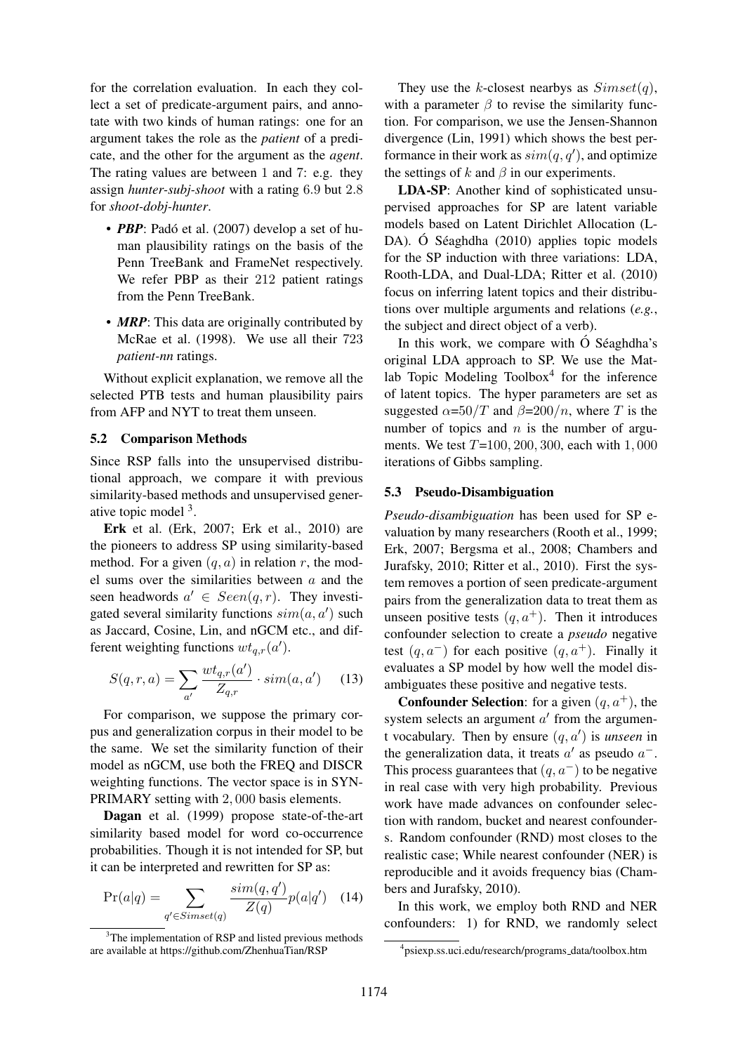for the correlation evaluation. In each they collect a set of predicate-argument pairs, and annotate with two kinds of human ratings: one for an argument takes the role as the *patient* of a predicate, and the other for the argument as the *agent*. The rating values are between 1 and 7: e.g. they assign *hunter-subj-shoot* with a rating 6.9 but 2.8 for *shoot-dobj-hunter*.

- ***PBP***: Padó et al. (2007) develop a set of human plausibility ratings on the basis of the Penn TreeBank and FrameNet respectively. We refer PBP as their 212 patient ratings from the Penn TreeBank.
- ***MRP***: This data are originally contributed by McRae et al. (1998). We use all their 723 *patient-nn* ratings.

Without explicit explanation, we remove all the selected PTB tests and human plausibility pairs from AFP and NYT to treat them unseen.

### 5.2 Comparison Methods

Since RSP falls into the unsupervised distributional approach, we compare it with previous similarity-based methods and unsupervised generative topic model [3].

**Erk** et al. (Erk, 2007; Erk et al., 2010) are the pioneers to address SP using similarity-based method. For a given $(q, a)$ in relation $r$, the model sums over the similarities between $a$ and the seen headwords $a' \in Seen(q, r)$. They investigated several similarity functions $sim(a, a')$ such as Jaccard, Cosine, Lin, and nGCM etc., and different weighting functions $wt_{q,r}(a')$.

$$S(q, r, a) = \sum_{a'} \frac{wt_{q,r}(a')}{Z_{q,r}} \cdot sim(a, a') \quad (13)$$

For comparison, we suppose the primary corpus and generalization corpus in their model to be the same. We set the similarity function of their model as nGCM, use both the FREQ and DISCR weighting functions. The vector space is in SYN-PRIMARY setting with 2,000 basis elements.

**Dagan** et al. (1999) propose state-of-the-art similarity based model for word co-occurrence probabilities. Though it is not intended for SP, but it can be interpreted and rewritten for SP as:

$$\Pr(a|q) = \sum_{q' \in Simset(q)} \frac{sim(q, q')}{Z(q)} p(a|q') \quad (14)$$

They use the $k$-closest nearbys as $Simset(q)$, with a parameter $\beta$ to revise the similarity function. For comparison, we use the Jensen-Shannon divergence (Lin, 1991) which shows the best performance in their work as $sim(q, q')$, and optimize the settings of $k$ and $\beta$ in our experiments.

**LDA-SP**: Another kind of sophisticated unsupervised approaches for SP are latent variable models based on Latent Dirichlet Allocation (LDA). Ó Séaghdha (2010) applies topic models for the SP induction with three variations: LDA, Rooth-LDA, and Dual-LDA; Ritter et al. (2010) focus on inferring latent topics and their distributions over multiple arguments and relations (*e.g.*, the subject and direct object of a verb).

In this work, we compare with Ó Séaghdha's original LDA approach to SP. We use the Matlab Topic Modeling Toolbox[4] for the inference of latent topics. The hyper parameters are set as suggested $\alpha$=50/$T$ and $\beta$=200/$n$, where $T$ is the number of topics and $n$ is the number of arguments. We test $T$=100, 200, 300, each with 1,000 iterations of Gibbs sampling.

### 5.3 Pseudo-Disambiguation

*Pseudo-disambiguation* has been used for SP evaluation by many researchers (Rooth et al., 1999; Erk, 2007; Bergsma et al., 2008; Chambers and Jurafsky, 2010; Ritter et al., 2010). First the system removes a portion of seen predicate-argument pairs from the generalization data to treat them as unseen positive tests $(q, a^+)$. Then it introduces confounder selection to create a *pseudo* negative test $(q, a^-)$ for each positive $(q, a^+)$. Finally it evaluates a SP model by how well the model disambiguates these positive and negative tests.

**Confounder Selection**: for a given $(q, a^+)$, the system selects an argument $a'$ from the argument vocabulary. Then by ensure $(q, a')$ is *unseen* in the generalization data, it treats $a'$ as pseudo $a^-$. This process guarantees that $(q, a^-)$ to be negative in real case with very high probability. Previous work have made advances on confounder selection with random, bucket and nearest confounders. Random confounder (RND) most closes to the realistic case; While nearest confounder (NER) is reproducible and it avoids frequency bias (Chambers and Jurafsky, 2010).

In this work, we employ both RND and NER confounders: 1) for RND, we randomly select

[3] The implementation of RSP and listed previous methods are available at https://github.com/ZhenhuaTian/RSP

[4] psiexp.ss.uci.edu/research/programs_data/toolbox.htm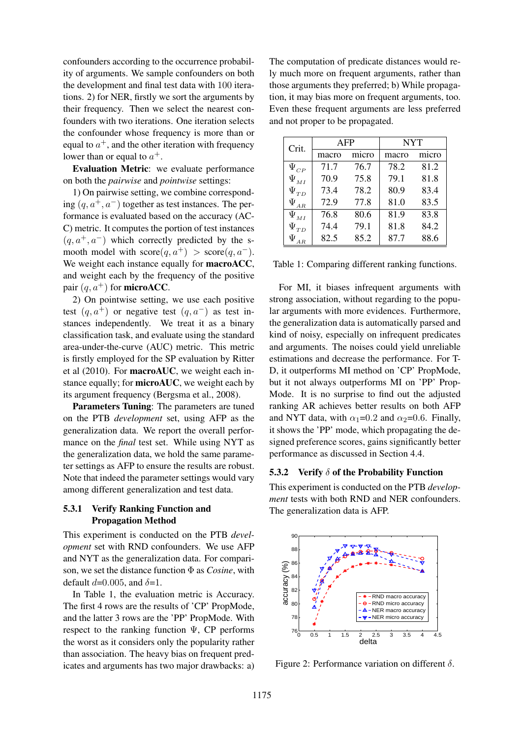confounders according to the occurrence probability of arguments. We sample confounders on both the development and final test data with 100 iterations. 2) for NER, firstly we sort the arguments by their frequency. Then we select the nearest confounders with two iterations. One iteration selects the confounder whose frequency is more than or equal to $a^+$, and the other iteration with frequency lower than or equal to $a^+$.

**Evaluation Metric**: we evaluate performance on both the *pairwise* and *pointwise* settings:

1) On pairwise setting, we combine corresponding $(q, a^+, a^-)$ together as test instances. The performance is evaluated based on the accuracy (ACC) metric. It computes the portion of test instances $(q, a^+, a^-)$ which correctly predicted by the smooth model with score$(q, a^+)$ $>$ score$(q, a^-)$. We weight each instance equally for **macroACC**, and weight each by the frequency of the positive pair $(q, a^+)$ for **microACC**.

2) On pointwise setting, we use each positive test $(q, a^+)$ or negative test $(q, a^-)$ as test instances independently. We treat it as a binary classification task, and evaluate using the standard area-under-the-curve (AUC) metric. This metric is firstly employed for the SP evaluation by Ritter et al (2010). For **macroAUC**, we weight each instance equally; for **microAUC**, we weight each by its argument frequency (Bergsma et al., 2008).

**Parameters Tuning**: The parameters are tuned on the PTB *development* set, using AFP as the generalization data. We report the overall performance on the *final* test set. While using NYT as the generalization data, we hold the same parameter settings as AFP to ensure the results are robust. Note that indeed the parameter settings would vary among different generalization and test data.

### 5.3.1 Verify Ranking Function and Propagation Method

This experiment is conducted on the PTB *development* set with RND confounders. We use AFP and NYT as the generalization data. For comparison, we set the distance function $\Phi$ as *Cosine*, with default $d$=0.005, and $\delta$=1.

In Table 1, the evaluation metric is Accuracy. The first 4 rows are the results of 'CP' PropMode, and the latter 3 rows are the 'PP' PropMode. With respect to the ranking function $\Psi$, CP performs the worst as it considers only the popularity rather than association. The heavy bias on frequent predicates and arguments has two major drawbacks: a) The computation of predicate distances would rely much more on frequent arguments, rather than those arguments they preferred; b) While propagation, it may bias more on frequent arguments, too. Even these frequent arguments are less preferred and not proper to be propagated.

| Crit. | AFP | | NYT | |
|---|---|---|---|---|
| | macro | micro | macro | micro |
| $\Psi_{CP}$ | 71.7 | 76.7 | 78.2 | 81.2 |
| $\Psi_{MI}$ | 70.9 | 75.8 | 79.1 | 81.8 |
| $\Psi_{TD}$ | 73.4 | 78.2 | 80.9 | 83.4 |
| $\Psi_{AR}$ | 72.9 | 77.8 | 81.0 | 83.5 |
| $\Psi_{MI}$ | 76.8 | 80.6 | 81.9 | 83.8 |
| $\Psi_{TD}$ | 74.4 | 79.1 | 81.8 | 84.2 |
| $\Psi_{AR}$ | 82.5 | 85.2 | 87.7 | 88.6 |

Table 1: Comparing different ranking functions.

For MI, it biases infrequent arguments with strong association, without regarding to the popular arguments with more evidences. Furthermore, the generalization data is automatically parsed and kind of noisy, especially on infrequent predicates and arguments. The noises could yield unreliable estimations and decrease the performance. For TD, it outperforms MI method on 'CP' PropMode, but it not always outperforms MI on 'PP' PropMode. It is no surprise to find out the adjusted ranking AR achieves better results on both AFP and NYT data, with $\alpha_1$=0.2 and $\alpha_2$=0.6. Finally, it shows the 'PP' mode, which propagating the designed preference scores, gains significantly better performance as discussed in Section 4.4.

### 5.3.2 Verify $\delta$ of the Probability Function

This experiment is conducted on the PTB *development* tests with both RND and NER confounders. The generalization data is AFP.

accuracy (%)
90
88
86
84
82
80
78
76
0 0.5 1 1.5 2 2.5 3 3.5 4 4.5
delta
RND macro accuracy
RND micro accuracy
NER macro accuracy
NER micro accuracy

Figure 2: Performance variation on different $\delta$.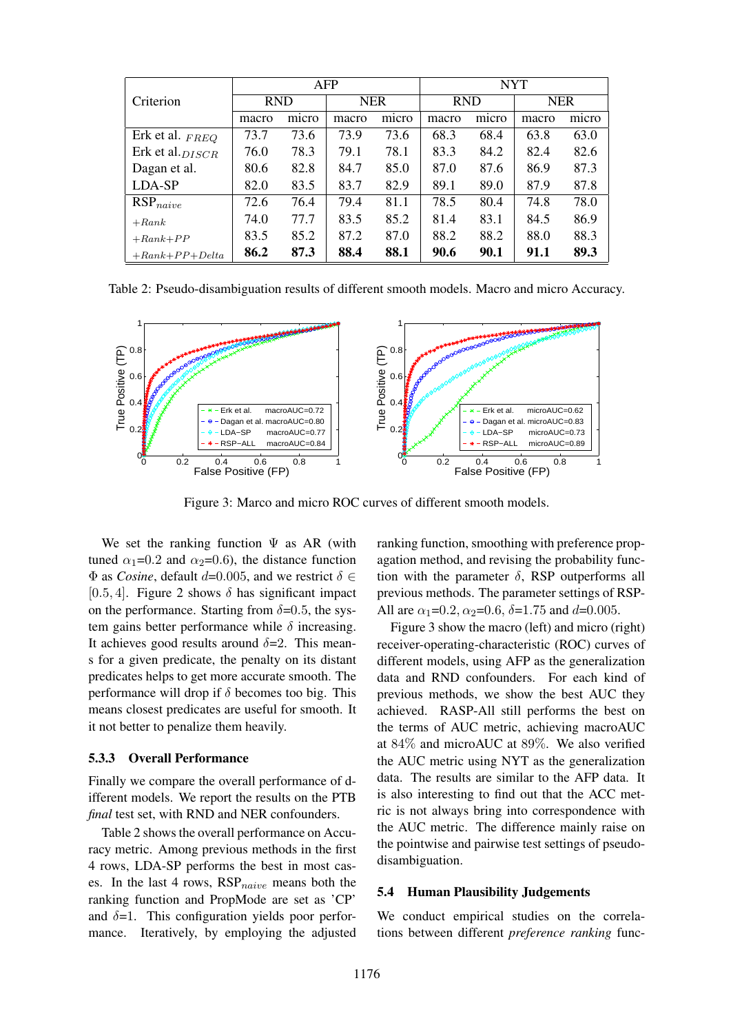| Criterion | AFP | | | | NYT | | | |
|---|---|---|---|---|---|---|---|---|
| | RND | | NER | | RND | | NER | |
| | macro | micro | macro | micro | macro | micro | macro | micro |
| Erk et al. $_{FREQ}$ | 73.7 | 73.6 | 73.9 | 73.6 | 68.3 | 68.4 | 63.8 | 63.0 |
| Erk et al.$_{DISCR}$ | 76.0 | 78.3 | 79.1 | 78.1 | 83.3 | 84.2 | 82.4 | 82.6 |
| Dagan et al. | 80.6 | 82.8 | 84.7 | 85.0 | 87.0 | 87.6 | 86.9 | 87.3 |
| LDA-SP | 82.0 | 83.5 | 83.7 | 82.9 | 89.1 | 89.0 | 87.9 | 87.8 |
| RSP$_{naive}$ | 72.6 | 76.4 | 79.4 | 81.1 | 78.5 | 80.4 | 74.8 | 78.0 |
| $+Rank$ | 74.0 | 77.7 | 83.5 | 85.2 | 81.4 | 83.1 | 84.5 | 86.9 |
| $+Rank+PP$ | 83.5 | 85.2 | 87.2 | 87.0 | 88.2 | 88.2 | 88.0 | 88.3 |
| $+Rank+PP+Delta$ | **86.2** | **87.3** | **88.4** | **88.1** | **90.6** | **90.1** | **91.1** | **89.3** |

Table 2: Pseudo-disambiguation results of different smooth models. Macro and micro Accuracy.

True Positive (TP)
False Positive (FP)
Erk et al. macroAUC=0.72
Dagan et al. macroAUC=0.80
LDA−SP macroAUC=0.77
RSP−ALL macroAUC=0.84

True Positive (TP)
False Positive (FP)
Erk et al. microAUC=0.62
Dagan et al. microAUC=0.83
LDA−SP microAUC=0.73
RSP−ALL microAUC=0.89

Figure 3: Marco and micro ROC curves of different smooth models.

We set the ranking function $\Psi$ as AR (with tuned $\alpha_1$=0.2 and $\alpha_2$=0.6), the distance function $\Phi$ as *Cosine*, default $d$=0.005, and we restrict $\delta \in [0.5, 4]$. Figure 2 shows $\delta$ has significant impact on the performance. Starting from $\delta$=0.5, the system gains better performance while $\delta$ increasing. It achieves good results around $\delta$=2. This means for a given predicate, the penalty on its distant predicates helps to get more accurate smooth. The performance will drop if $\delta$ becomes too big. This means closest predicates are useful for smooth. It it not better to penalize them heavily.

### 5.3.3 Overall Performance

Finally we compare the overall performance of different models. We report the results on the PTB *final* test set, with RND and NER confounders.

Table 2 shows the overall performance on Accuracy metric. Among previous methods in the first 4 rows, LDA-SP performs the best in most cases. In the last 4 rows, RSP$_{naive}$ means both the ranking function and PropMode are set as 'CP' and $\delta$=1. This configuration yields poor performance. Iteratively, by employing the adjusted ranking function, smoothing with preference propagation method, and revising the probability function with the parameter $\delta$, RSP outperforms all previous methods. The parameter settings of RSP-All are $\alpha_1$=0.2, $\alpha_2$=0.6, $\delta$=1.75 and $d$=0.005.

Figure 3 show the macro (left) and micro (right) receiver-operating-characteristic (ROC) curves of different models, using AFP as the generalization data and RND confounders. For each kind of previous methods, we show the best AUC they achieved. RASP-All still performs the best on the terms of AUC metric, achieving macroAUC at 84% and microAUC at 89%. We also verified the AUC metric using NYT as the generalization data. The results are similar to the AFP data. It is also interesting to find out that the ACC metric is not always bring into correspondence with the AUC metric. The difference mainly raise on the pointwise and pairwise test settings of pseudo-disambiguation.

## 5.4 Human Plausibility Judgements

We conduct empirical studies on the correlations between different *preference ranking* func-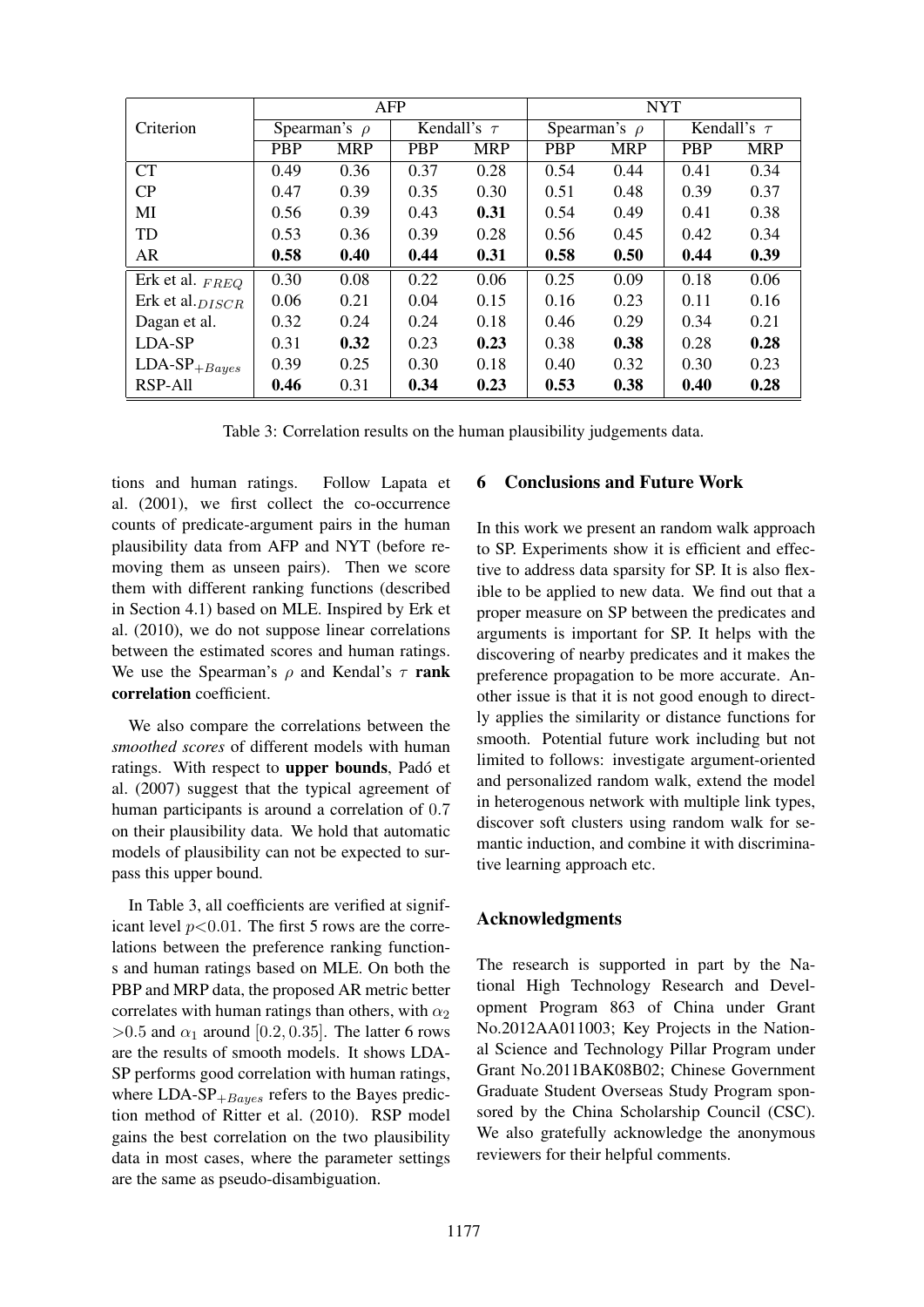| Criterion | AFP | | | | NYT | | | |
|---|---|---|---|---|---|---|---|---|
| | Spearman's $\rho$ | | Kendall's $\tau$ | | Spearman's $\rho$ | | Kendall's $\tau$ | |
| | PBP | MRP | PBP | MRP | PBP | MRP | PBP | MRP |
| CT | 0.49 | 0.36 | 0.37 | 0.28 | 0.54 | 0.44 | 0.41 | 0.34 |
| CP | 0.47 | 0.39 | 0.35 | 0.30 | 0.51 | 0.48 | 0.39 | 0.37 |
| MI | 0.56 | 0.39 | 0.43 | **0.31** | 0.54 | 0.49 | 0.41 | 0.38 |
| TD | 0.53 | 0.36 | 0.39 | 0.28 | 0.56 | 0.45 | 0.42 | 0.34 |
| AR | **0.58** | **0.40** | **0.44** | **0.31** | **0.58** | **0.50** | **0.44** | **0.39** |
| Erk et al. $_{FREQ}$ | 0.30 | 0.08 | 0.22 | 0.06 | 0.25 | 0.09 | 0.18 | 0.06 |
| Erk et al. $_{DISCR}$ | 0.06 | 0.21 | 0.04 | 0.15 | 0.16 | 0.23 | 0.11 | 0.16 |
| Dagan et al. | 0.32 | 0.24 | 0.24 | 0.18 | 0.46 | 0.29 | 0.34 | 0.21 |
| LDA-SP | 0.31 | **0.32** | 0.23 | **0.23** | 0.38 | **0.38** | 0.28 | **0.28** |
| LDA-SP$_{+Bayes}$ | 0.39 | 0.25 | 0.30 | 0.18 | 0.40 | 0.32 | 0.30 | 0.23 |
| RSP-All | **0.46** | 0.31 | **0.34** | **0.23** | **0.53** | **0.38** | **0.40** | **0.28** |

Table 3: Correlation results on the human plausibility judgements data.

tions and human ratings. Follow Lapata et al. (2001), we first collect the co-occurrence counts of predicate-argument pairs in the human plausibility data from AFP and NYT (before removing them as unseen pairs). Then we score them with different ranking functions (described in Section 4.1) based on MLE. Inspired by Erk et al. (2010), we do not suppose linear correlations between the estimated scores and human ratings. We use the Spearman's $\rho$ and Kendal's $\tau$ **rank correlation** coefficient.

We also compare the correlations between the *smoothed scores* of different models with human ratings. With respect to **upper bounds**, Padó et al. (2007) suggest that the typical agreement of human participants is around a correlation of 0.7 on their plausibility data. We hold that automatic models of plausibility can not be expected to surpass this upper bound.

In Table 3, all coefficients are verified at significant level $p<0.01$. The first 5 rows are the correlations between the preference ranking functions and human ratings based on MLE. On both the PBP and MRP data, the proposed AR metric better correlates with human ratings than others, with $\alpha_2 > 0.5$ and $\alpha_1$ around $[0.2, 0.35]$. The latter 6 rows are the results of smooth models. It shows LDA-SP performs good correlation with human ratings, where LDA-SP$_{+Bayes}$ refers to the Bayes prediction method of Ritter et al. (2010). RSP model gains the best correlation on the two plausibility data in most cases, where the parameter settings are the same as pseudo-disambiguation.

## 6 Conclusions and Future Work

In this work we present an random walk approach to SP. Experiments show it is efficient and effective to address data sparsity for SP. It is also flexible to be applied to new data. We find out that a proper measure on SP between the predicates and arguments is important for SP. It helps with the discovering of nearby predicates and it makes the preference propagation to be more accurate. Another issue is that it is not good enough to directly applies the similarity or distance functions for smooth. Potential future work including but not limited to follows: investigate argument-oriented and personalized random walk, extend the model in heterogenous network with multiple link types, discover soft clusters using random walk for semantic induction, and combine it with discriminative learning approach etc.

### Acknowledgments

The research is supported in part by the National High Technology Research and Development Program 863 of China under Grant No.2012AA011003; Key Projects in the National Science and Technology Pillar Program under Grant No.2011BAK08B02; Chinese Government Graduate Student Overseas Study Program sponsored by the China Scholarship Council (CSC). We also gratefully acknowledge the anonymous reviewers for their helpful comments.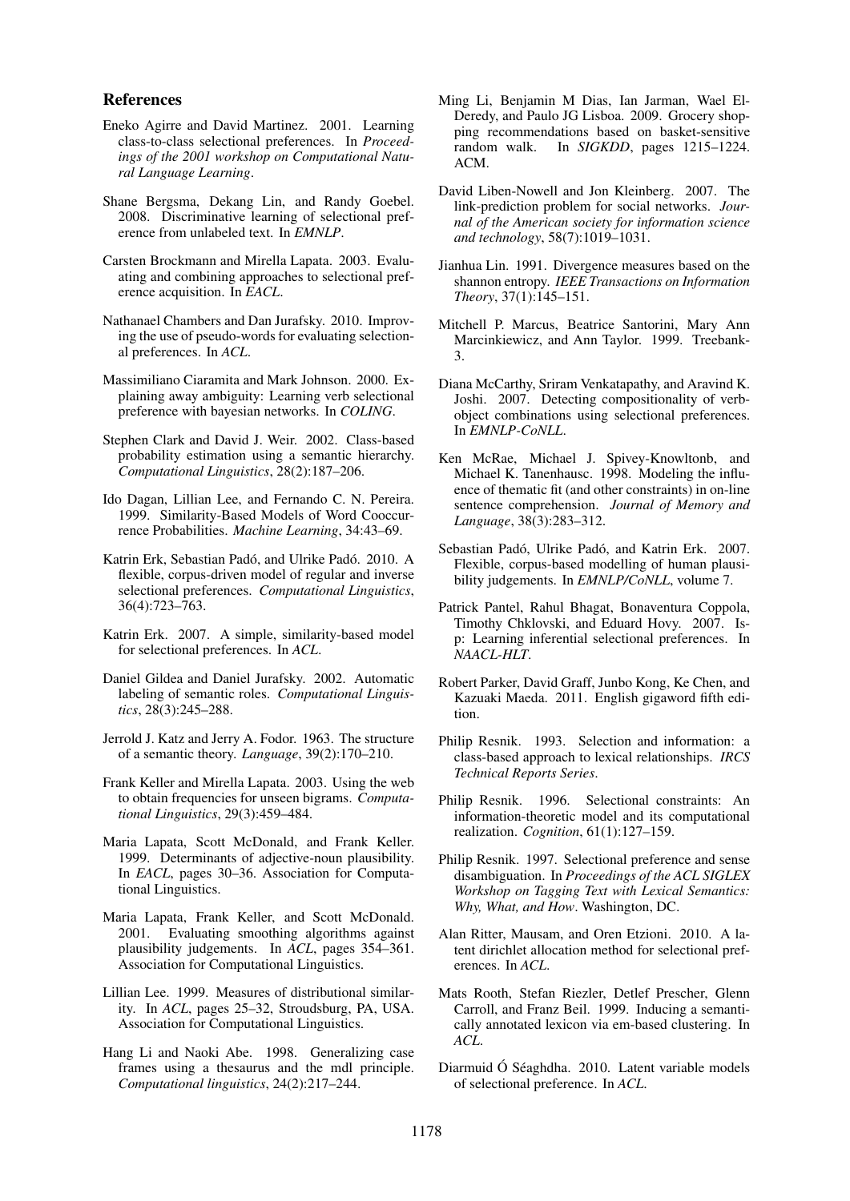## References

Eneko Agirre and David Martinez. 2001. Learning class-to-class selectional preferences. In *Proceedings of the 2001 workshop on Computational Natural Language Learning*.

Shane Bergsma, Dekang Lin, and Randy Goebel. 2008. Discriminative learning of selectional preference from unlabeled text. In *EMNLP*.

Carsten Brockmann and Mirella Lapata. 2003. Evaluating and combining approaches to selectional preference acquisition. In *EACL*.

Nathanael Chambers and Dan Jurafsky. 2010. Improving the use of pseudo-words for evaluating selectional preferences. In *ACL*.

Massimiliano Ciaramita and Mark Johnson. 2000. Explaining away ambiguity: Learning verb selectional preference with bayesian networks. In *COLING*.

Stephen Clark and David J. Weir. 2002. Class-based probability estimation using a semantic hierarchy. *Computational Linguistics*, 28(2):187–206.

Ido Dagan, Lillian Lee, and Fernando C. N. Pereira. 1999. Similarity-Based Models of Word Cooccurrence Probabilities. *Machine Learning*, 34:43–69.

Katrin Erk, Sebastian Padó, and Ulrike Padó. 2010. A flexible, corpus-driven model of regular and inverse selectional preferences. *Computational Linguistics*, 36(4):723–763.

Katrin Erk. 2007. A simple, similarity-based model for selectional preferences. In *ACL*.

Daniel Gildea and Daniel Jurafsky. 2002. Automatic labeling of semantic roles. *Computational Linguistics*, 28(3):245–288.

Jerrold J. Katz and Jerry A. Fodor. 1963. The structure of a semantic theory. *Language*, 39(2):170–210.

Frank Keller and Mirella Lapata. 2003. Using the web to obtain frequencies for unseen bigrams. *Computational Linguistics*, 29(3):459–484.

Maria Lapata, Scott McDonald, and Frank Keller. 1999. Determinants of adjective-noun plausibility. In *EACL*, pages 30–36. Association for Computational Linguistics.

Maria Lapata, Frank Keller, and Scott McDonald. 2001. Evaluating smoothing algorithms against plausibility judgements. In *ACL*, pages 354–361. Association for Computational Linguistics.

Lillian Lee. 1999. Measures of distributional similarity. In *ACL*, pages 25–32, Stroudsburg, PA, USA. Association for Computational Linguistics.

Hang Li and Naoki Abe. 1998. Generalizing case frames using a thesaurus and the mdl principle. *Computational linguistics*, 24(2):217–244.

Ming Li, Benjamin M Dias, Ian Jarman, Wael El-Deredy, and Paulo JG Lisboa. 2009. Grocery shopping recommendations based on basket-sensitive random walk. In *SIGKDD*, pages 1215–1224. ACM.

David Liben-Nowell and Jon Kleinberg. 2007. The link-prediction problem for social networks. *Journal of the American society for information science and technology*, 58(7):1019–1031.

Jianhua Lin. 1991. Divergence measures based on the shannon entropy. *IEEE Transactions on Information Theory*, 37(1):145–151.

Mitchell P. Marcus, Beatrice Santorini, Mary Ann Marcinkiewicz, and Ann Taylor. 1999. Treebank-3.

Diana McCarthy, Sriram Venkatapathy, and Aravind K. Joshi. 2007. Detecting compositionality of verb-object combinations using selectional preferences. In *EMNLP-CoNLL*.

Ken McRae, Michael J. Spivey-Knowltonb, and Michael K. Tanenhausc. 1998. Modeling the influence of thematic fit (and other constraints) in on-line sentence comprehension. *Journal of Memory and Language*, 38(3):283–312.

Sebastian Padó, Ulrike Padó, and Katrin Erk. 2007. Flexible, corpus-based modelling of human plausibility judgements. In *EMNLP/CoNLL*, volume 7.

Patrick Pantel, Rahul Bhagat, Bonaventura Coppola, Timothy Chklovski, and Eduard Hovy. 2007. Isp: Learning inferential selectional preferences. In *NAACL-HLT*.

Robert Parker, David Graff, Junbo Kong, Ke Chen, and Kazuaki Maeda. 2011. English gigaword fifth edition.

Philip Resnik. 1993. Selection and information: a class-based approach to lexical relationships. *IRCS Technical Reports Series*.

Philip Resnik. 1996. Selectional constraints: An information-theoretic model and its computational realization. *Cognition*, 61(1):127–159.

Philip Resnik. 1997. Selectional preference and sense disambiguation. In *Proceedings of the ACL SIGLEX Workshop on Tagging Text with Lexical Semantics: Why, What, and How*. Washington, DC.

Alan Ritter, Mausam, and Oren Etzioni. 2010. A latent dirichlet allocation method for selectional preferences. In *ACL*.

Mats Rooth, Stefan Riezler, Detlef Prescher, Glenn Carroll, and Franz Beil. 1999. Inducing a semantically annotated lexicon via em-based clustering. In *ACL*.

Diarmuid Ó Séaghdha. 2010. Latent variable models of selectional preference. In *ACL*.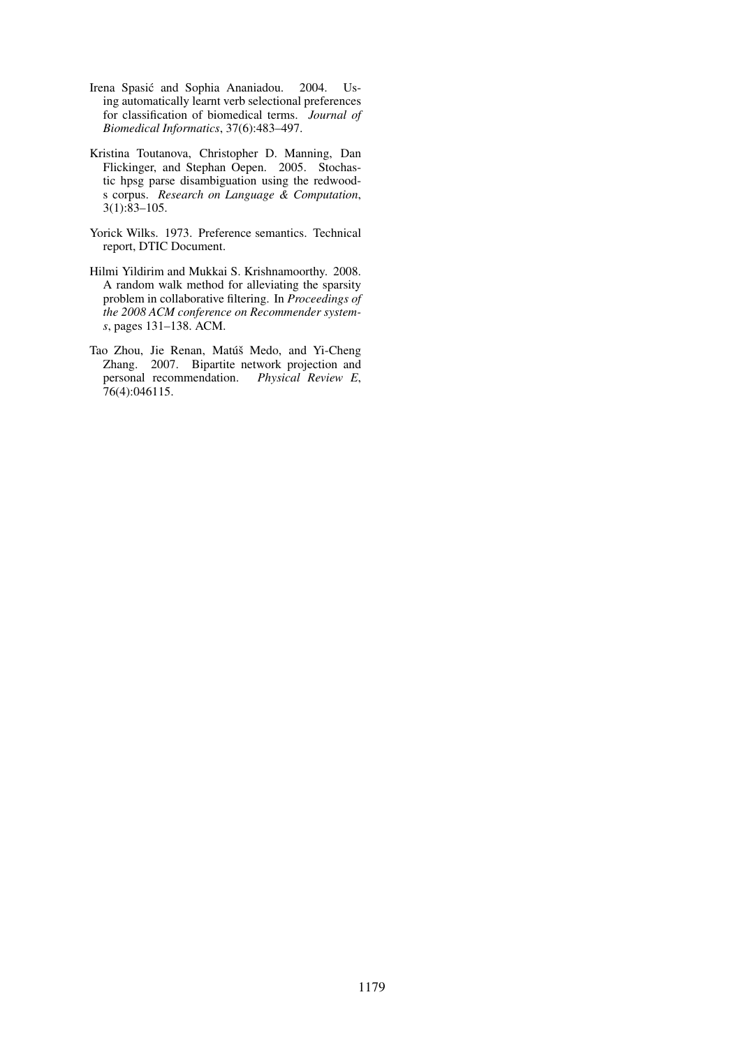Irena Spasić and Sophia Ananiadou. 2004. Using automatically learnt verb selectional preferences for classification of biomedical terms. *Journal of Biomedical Informatics*, 37(6):483–497.

Kristina Toutanova, Christopher D. Manning, Dan Flickinger, and Stephan Oepen. 2005. Stochastic hpsg parse disambiguation using the redwoods corpus. *Research on Language & Computation*, 3(1):83–105.

Yorick Wilks. 1973. Preference semantics. Technical report, DTIC Document.

Hilmi Yildirim and Mukkai S. Krishnamoorthy. 2008. A random walk method for alleviating the sparsity problem in collaborative filtering. In *Proceedings of the 2008 ACM conference on Recommender systems*, pages 131–138. ACM.

Tao Zhou, Jie Renan, Matúš Medo, and Yi-Cheng Zhang. 2007. Bipartite network projection and personal recommendation. *Physical Review E*, 76(4):046115.